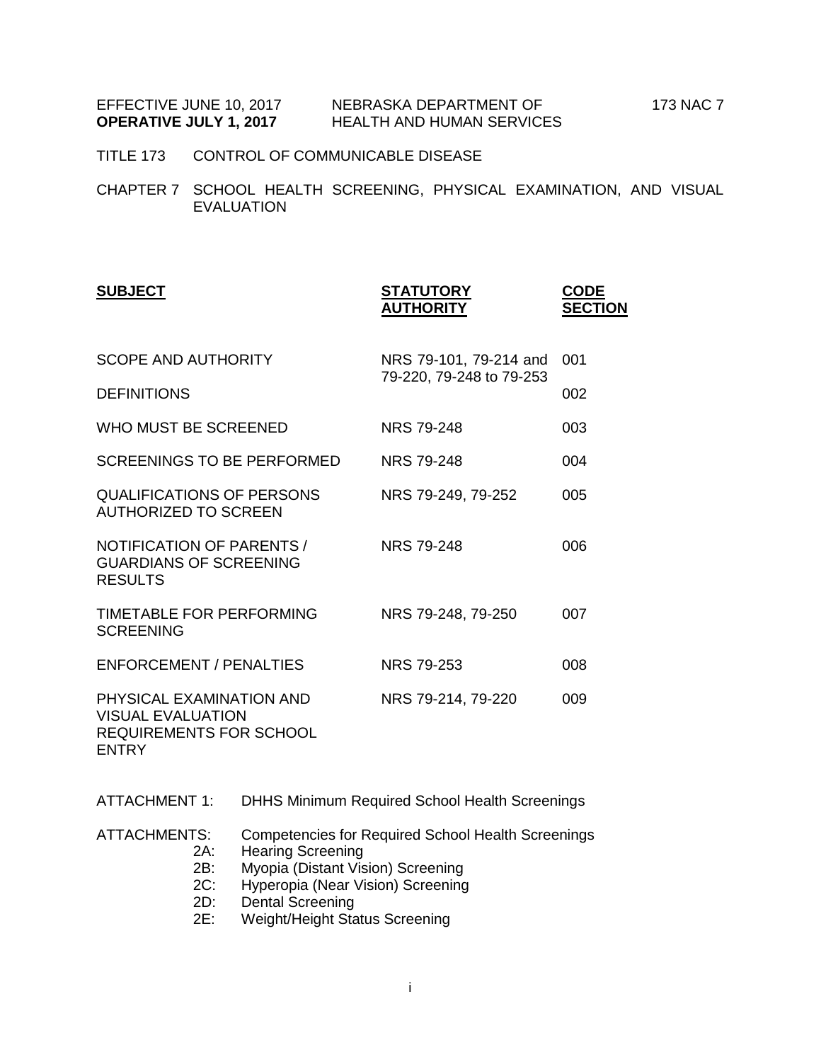EFFECTIVE JUNE 10, 2017 NEBRASKA DEPARTMENT OF 173 NAC 7
**OPERATIVE JULY 1, 2017** HEALTH AND HUMAN SERVICES

TITLE 173 CONTROL OF COMMUNICABLE DISEASE

CHAPTER 7 SCHOOL HEALTH SCREENING, PHYSICAL EXAMINATION, AND VISUAL EVALUATION

| **SUBJECT** | **STATUTORY AUTHORITY** | **CODE SECTION** |
|---|---|---|
| SCOPE AND AUTHORITY | NRS 79-101, 79-214 and 79-220, 79-248 to 79-253 | 001 |
| DEFINITIONS | | 002 |
| WHO MUST BE SCREENED | NRS 79-248 | 003 |
| SCREENINGS TO BE PERFORMED | NRS 79-248 | 004 |
| QUALIFICATIONS OF PERSONS AUTHORIZED TO SCREEN | NRS 79-249, 79-252 | 005 |
| NOTIFICATION OF PARENTS / GUARDIANS OF SCREENING RESULTS | NRS 79-248 | 006 |
| TIMETABLE FOR PERFORMING SCREENING | NRS 79-248, 79-250 | 007 |
| ENFORCEMENT / PENALTIES | NRS 79-253 | 008 |
| PHYSICAL EXAMINATION AND VISUAL EVALUATION REQUIREMENTS FOR SCHOOL ENTRY | NRS 79-214, 79-220 | 009 |

ATTACHMENT 1: DHHS Minimum Required School Health Screenings

ATTACHMENTS: Competencies for Required School Health Screenings
- 2A: Hearing Screening
- 2B: Myopia (Distant Vision) Screening
- 2C: Hyperopia (Near Vision) Screening
- 2D: Dental Screening
- 2E: Weight/Height Status Screening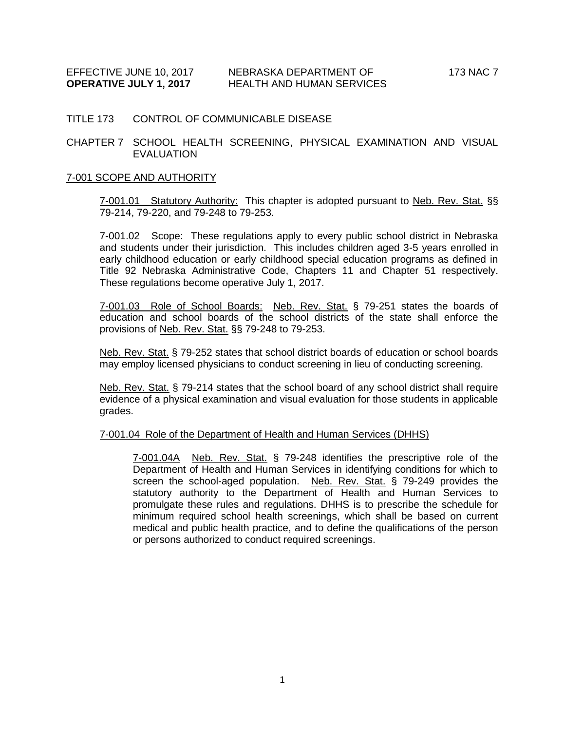TITLE 173 CONTROL OF COMMUNICABLE DISEASE

CHAPTER 7 SCHOOL HEALTH SCREENING, PHYSICAL EXAMINATION AND VISUAL EVALUATION

## 7-001 SCOPE AND AUTHORITY

7-001.01 Statutory Authority: This chapter is adopted pursuant to Neb. Rev. Stat. §§ 79-214, 79-220, and 79-248 to 79-253.

7-001.02 Scope: These regulations apply to every public school district in Nebraska and students under their jurisdiction. This includes children aged 3-5 years enrolled in early childhood education or early childhood special education programs as defined in Title 92 Nebraska Administrative Code, Chapters 11 and Chapter 51 respectively. These regulations become operative July 1, 2017.

7-001.03 Role of School Boards: Neb. Rev. Stat. § 79-251 states the boards of education and school boards of the school districts of the state shall enforce the provisions of Neb. Rev. Stat. §§ 79-248 to 79-253.

Neb. Rev. Stat. § 79-252 states that school district boards of education or school boards may employ licensed physicians to conduct screening in lieu of conducting screening.

Neb. Rev. Stat. § 79-214 states that the school board of any school district shall require evidence of a physical examination and visual evaluation for those students in applicable grades.

7-001.04 Role of the Department of Health and Human Services (DHHS)

7-001.04A Neb. Rev. Stat. § 79-248 identifies the prescriptive role of the Department of Health and Human Services in identifying conditions for which to screen the school-aged population. Neb. Rev. Stat. § 79-249 provides the statutory authority to the Department of Health and Human Services to promulgate these rules and regulations. DHHS is to prescribe the schedule for minimum required school health screenings, which shall be based on current medical and public health practice, and to define the qualifications of the person or persons authorized to conduct required screenings.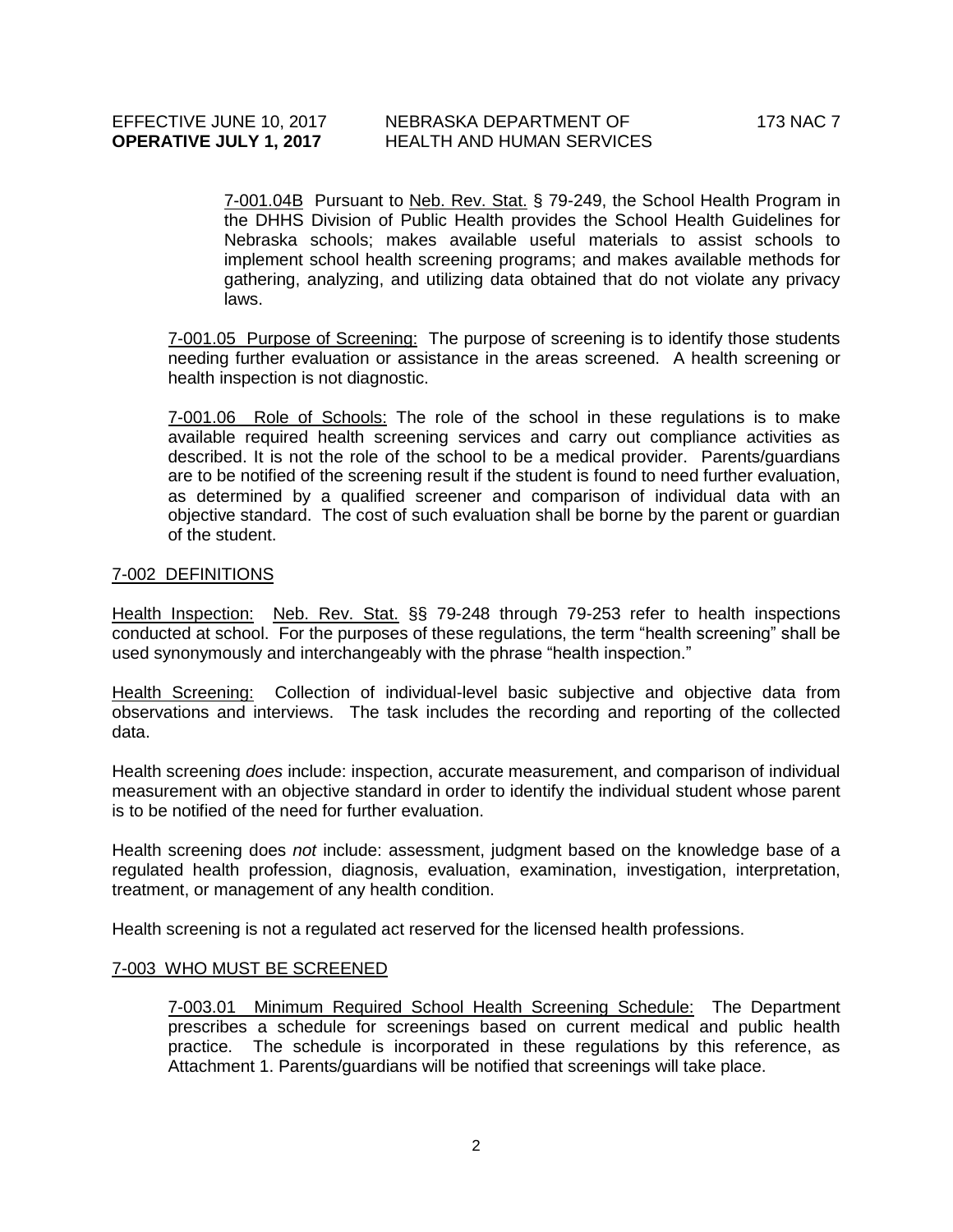7-001.04B Pursuant to Neb. Rev. Stat. § 79-249, the School Health Program in the DHHS Division of Public Health provides the School Health Guidelines for Nebraska schools; makes available useful materials to assist schools to implement school health screening programs; and makes available methods for gathering, analyzing, and utilizing data obtained that do not violate any privacy laws.

7-001.05 Purpose of Screening: The purpose of screening is to identify those students needing further evaluation or assistance in the areas screened. A health screening or health inspection is not diagnostic.

7-001.06 Role of Schools: The role of the school in these regulations is to make available required health screening services and carry out compliance activities as described. It is not the role of the school to be a medical provider. Parents/guardians are to be notified of the screening result if the student is found to need further evaluation, as determined by a qualified screener and comparison of individual data with an objective standard. The cost of such evaluation shall be borne by the parent or guardian of the student.

## 7-002 DEFINITIONS

Health Inspection: Neb. Rev. Stat. §§ 79-248 through 79-253 refer to health inspections conducted at school. For the purposes of these regulations, the term "health screening" shall be used synonymously and interchangeably with the phrase "health inspection."

Health Screening: Collection of individual-level basic subjective and objective data from observations and interviews. The task includes the recording and reporting of the collected data.

Health screening *does* include: inspection, accurate measurement, and comparison of individual measurement with an objective standard in order to identify the individual student whose parent is to be notified of the need for further evaluation.

Health screening does *not* include: assessment, judgment based on the knowledge base of a regulated health profession, diagnosis, evaluation, examination, investigation, interpretation, treatment, or management of any health condition.

Health screening is not a regulated act reserved for the licensed health professions.

## 7-003 WHO MUST BE SCREENED

7-003.01 Minimum Required School Health Screening Schedule: The Department prescribes a schedule for screenings based on current medical and public health practice. The schedule is incorporated in these regulations by this reference, as Attachment 1. Parents/guardians will be notified that screenings will take place.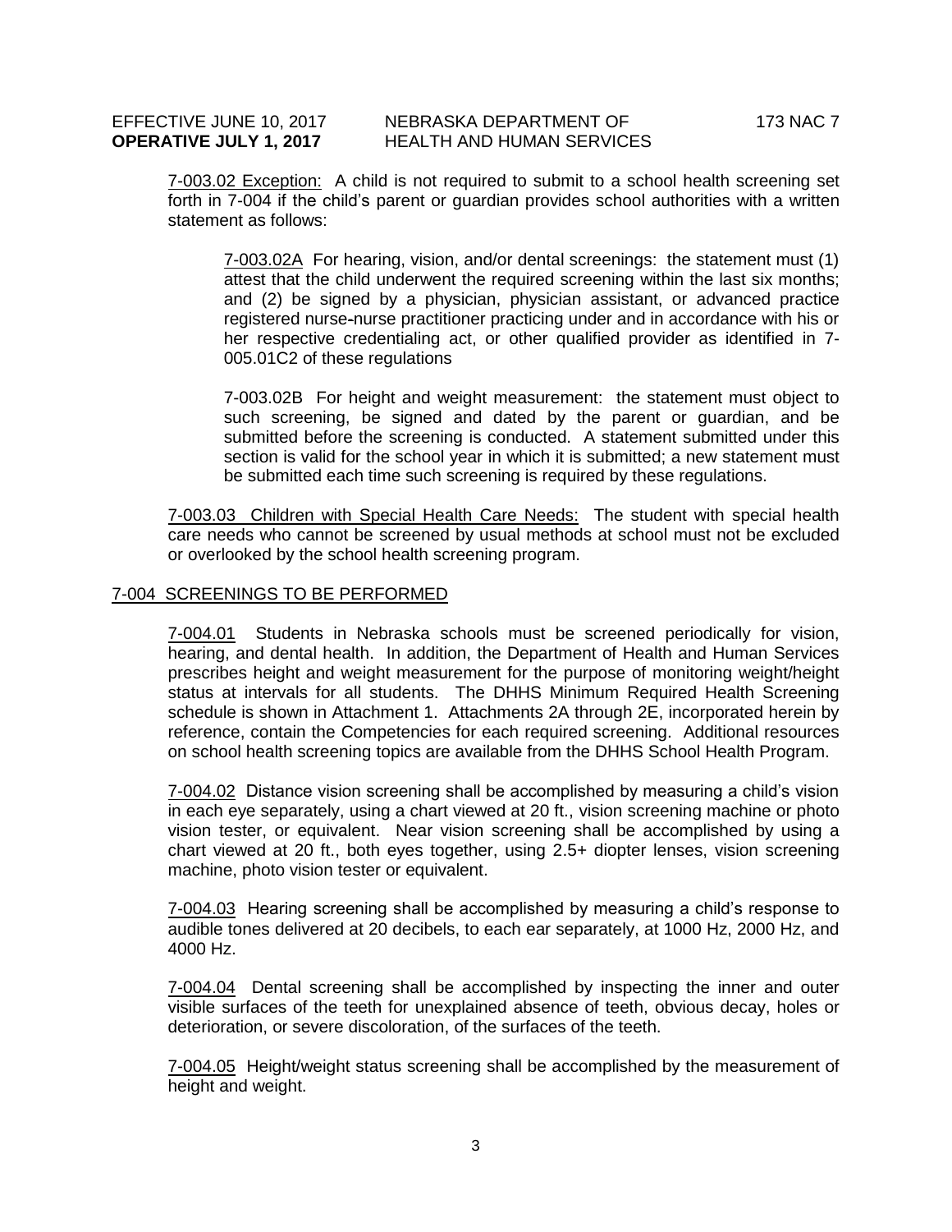7-003.02 Exception: A child is not required to submit to a school health screening set forth in 7-004 if the child's parent or guardian provides school authorities with a written statement as follows:

7-003.02A For hearing, vision, and/or dental screenings: the statement must (1) attest that the child underwent the required screening within the last six months; and (2) be signed by a physician, physician assistant, or advanced practice registered nurse-nurse practitioner practicing under and in accordance with his or her respective credentialing act, or other qualified provider as identified in 7-005.01C2 of these regulations

7-003.02B For height and weight measurement: the statement must object to such screening, be signed and dated by the parent or guardian, and be submitted before the screening is conducted. A statement submitted under this section is valid for the school year in which it is submitted; a new statement must be submitted each time such screening is required by these regulations.

7-003.03 Children with Special Health Care Needs: The student with special health care needs who cannot be screened by usual methods at school must not be excluded or overlooked by the school health screening program.

## 7-004 SCREENINGS TO BE PERFORMED

7-004.01 Students in Nebraska schools must be screened periodically for vision, hearing, and dental health. In addition, the Department of Health and Human Services prescribes height and weight measurement for the purpose of monitoring weight/height status at intervals for all students. The DHHS Minimum Required Health Screening schedule is shown in Attachment 1. Attachments 2A through 2E, incorporated herein by reference, contain the Competencies for each required screening. Additional resources on school health screening topics are available from the DHHS School Health Program.

7-004.02 Distance vision screening shall be accomplished by measuring a child's vision in each eye separately, using a chart viewed at 20 ft., vision screening machine or photo vision tester, or equivalent. Near vision screening shall be accomplished by using a chart viewed at 20 ft., both eyes together, using 2.5+ diopter lenses, vision screening machine, photo vision tester or equivalent.

7-004.03 Hearing screening shall be accomplished by measuring a child's response to audible tones delivered at 20 decibels, to each ear separately, at 1000 Hz, 2000 Hz, and 4000 Hz.

7-004.04 Dental screening shall be accomplished by inspecting the inner and outer visible surfaces of the teeth for unexplained absence of teeth, obvious decay, holes or deterioration, or severe discoloration, of the surfaces of the teeth.

7-004.05 Height/weight status screening shall be accomplished by the measurement of height and weight.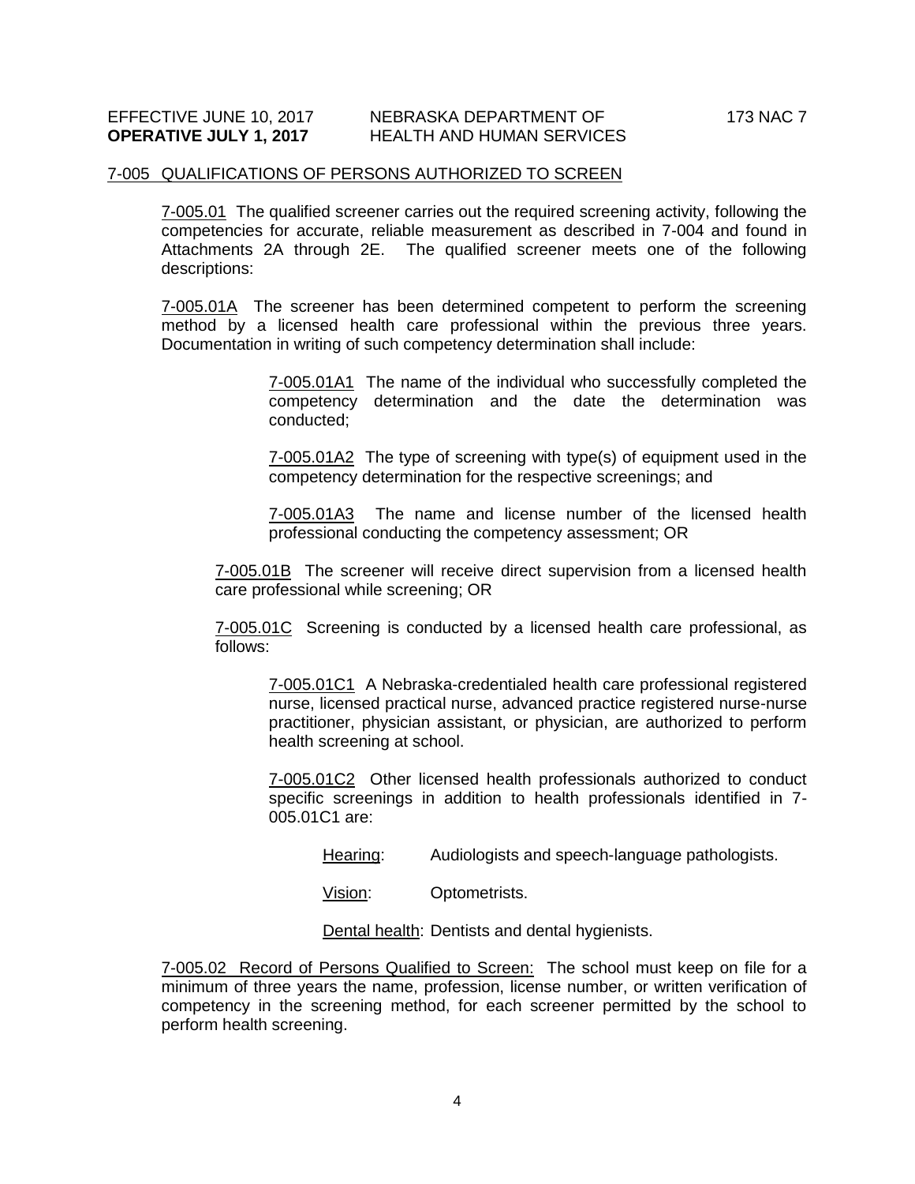7-005 QUALIFICATIONS OF PERSONS AUTHORIZED TO SCREEN

7-005.01 The qualified screener carries out the required screening activity, following the competencies for accurate, reliable measurement as described in 7-004 and found in Attachments 2A through 2E. The qualified screener meets one of the following descriptions:

7-005.01A The screener has been determined competent to perform the screening method by a licensed health care professional within the previous three years. Documentation in writing of such competency determination shall include:

> 7-005.01A1 The name of the individual who successfully completed the competency determination and the date the determination was conducted;
>
> 7-005.01A2 The type of screening with type(s) of equipment used in the competency determination for the respective screenings; and
>
> 7-005.01A3 The name and license number of the licensed health professional conducting the competency assessment; OR

7-005.01B The screener will receive direct supervision from a licensed health care professional while screening; OR

7-005.01C Screening is conducted by a licensed health care professional, as follows:

> 7-005.01C1 A Nebraska-credentialed health care professional registered nurse, licensed practical nurse, advanced practice registered nurse-nurse practitioner, physician assistant, or physician, are authorized to perform health screening at school.
>
> 7-005.01C2 Other licensed health professionals authorized to conduct specific screenings in addition to health professionals identified in 7-005.01C1 are:
>
> Hearing: Audiologists and speech-language pathologists.
>
> Vision: Optometrists.
>
> Dental health: Dentists and dental hygienists.

7-005.02 Record of Persons Qualified to Screen: The school must keep on file for a minimum of three years the name, profession, license number, or written verification of competency in the screening method, for each screener permitted by the school to perform health screening.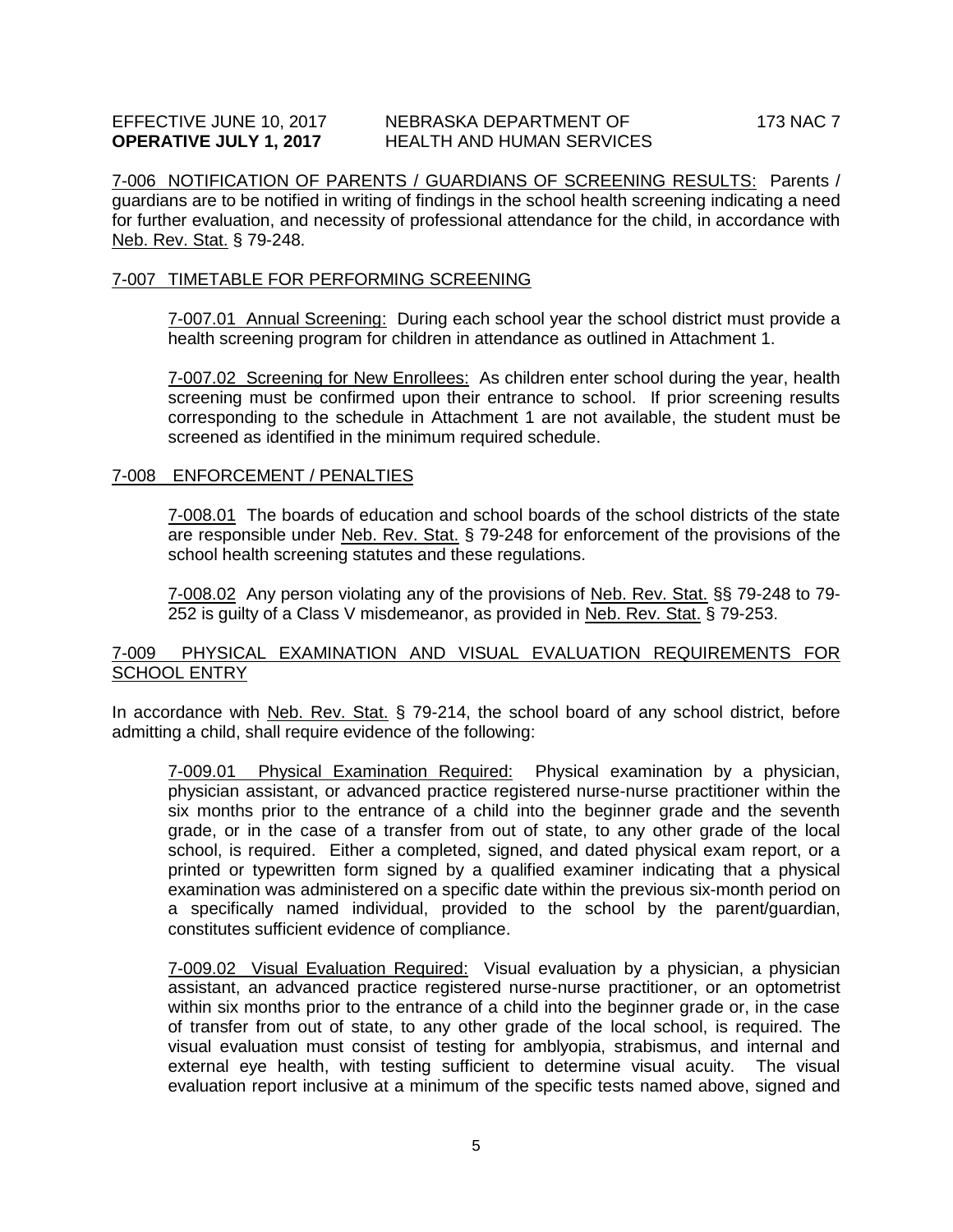7-006 NOTIFICATION OF PARENTS / GUARDIANS OF SCREENING RESULTS: Parents / guardians are to be notified in writing of findings in the school health screening indicating a need for further evaluation, and necessity of professional attendance for the child, in accordance with Neb. Rev. Stat. § 79-248.

7-007 TIMETABLE FOR PERFORMING SCREENING

7-007.01 Annual Screening: During each school year the school district must provide a health screening program for children in attendance as outlined in Attachment 1.

7-007.02 Screening for New Enrollees: As children enter school during the year, health screening must be confirmed upon their entrance to school. If prior screening results corresponding to the schedule in Attachment 1 are not available, the student must be screened as identified in the minimum required schedule.

7-008 ENFORCEMENT / PENALTIES

7-008.01 The boards of education and school boards of the school districts of the state are responsible under Neb. Rev. Stat. § 79-248 for enforcement of the provisions of the school health screening statutes and these regulations.

7-008.02 Any person violating any of the provisions of Neb. Rev. Stat. §§ 79-248 to 79-252 is guilty of a Class V misdemeanor, as provided in Neb. Rev. Stat. § 79-253.

7-009 PHYSICAL EXAMINATION AND VISUAL EVALUATION REQUIREMENTS FOR SCHOOL ENTRY

In accordance with Neb. Rev. Stat. § 79-214, the school board of any school district, before admitting a child, shall require evidence of the following:

7-009.01 Physical Examination Required: Physical examination by a physician, physician assistant, or advanced practice registered nurse-nurse practitioner within the six months prior to the entrance of a child into the beginner grade and the seventh grade, or in the case of a transfer from out of state, to any other grade of the local school, is required. Either a completed, signed, and dated physical exam report, or a printed or typewritten form signed by a qualified examiner indicating that a physical examination was administered on a specific date within the previous six-month period on a specifically named individual, provided to the school by the parent/guardian, constitutes sufficient evidence of compliance.

7-009.02 Visual Evaluation Required: Visual evaluation by a physician, a physician assistant, an advanced practice registered nurse-nurse practitioner, or an optometrist within six months prior to the entrance of a child into the beginner grade or, in the case of transfer from out of state, to any other grade of the local school, is required. The visual evaluation must consist of testing for amblyopia, strabismus, and internal and external eye health, with testing sufficient to determine visual acuity. The visual evaluation report inclusive at a minimum of the specific tests named above, signed and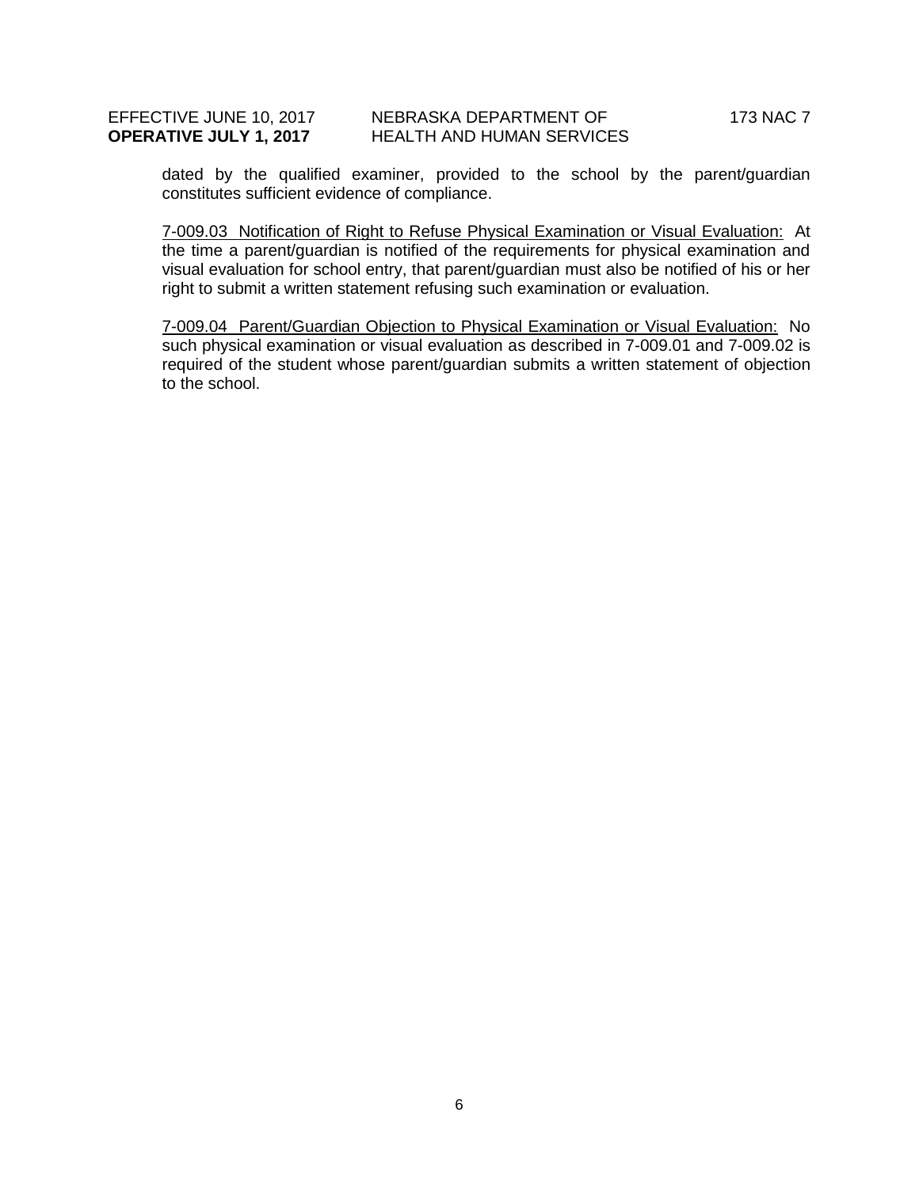dated by the qualified examiner, provided to the school by the parent/guardian constitutes sufficient evidence of compliance.

7-009.03 Notification of Right to Refuse Physical Examination or Visual Evaluation: At the time a parent/guardian is notified of the requirements for physical examination and visual evaluation for school entry, that parent/guardian must also be notified of his or her right to submit a written statement refusing such examination or evaluation.

7-009.04 Parent/Guardian Objection to Physical Examination or Visual Evaluation: No such physical examination or visual evaluation as described in 7-009.01 and 7-009.02 is required of the student whose parent/guardian submits a written statement of objection to the school.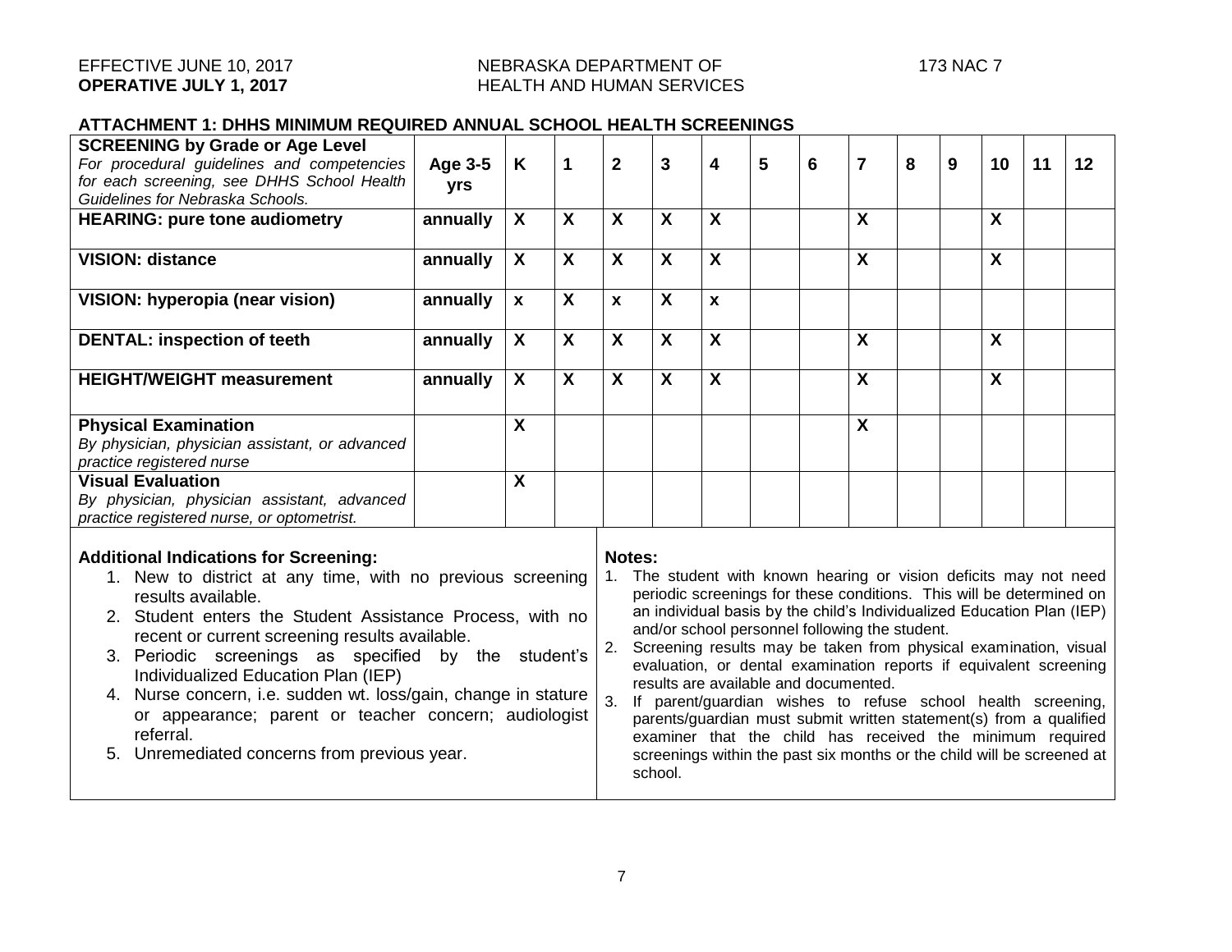## ATTACHMENT 1: DHHS MINIMUM REQUIRED ANNUAL SCHOOL HEALTH SCREENINGS

| **SCREENING by Grade or Age Level** *For procedural guidelines and competencies for each screening, see DHHS School Health Guidelines for Nebraska Schools.* | **Age 3-5 yrs** | **K** | **1** | **2** | **3** | **4** | **5** | **6** | **7** | **8** | **9** | **10** | **11** | **12** |
|---|---|---|---|---|---|---|---|---|---|---|---|---|---|---|
| **HEARING: pure tone audiometry** | **annually** | **X** | **X** | **X** | **X** | **X** | | | **X** | | | **X** | | |
| **VISION: distance** | **annually** | **X** | **X** | **X** | **X** | **X** | | | **X** | | | **X** | | |
| **VISION: hyperopia (near vision)** | **annually** | **x** | **X** | **x** | **X** | **x** | | | | | | | | |
| **DENTAL: inspection of teeth** | **annually** | **X** | **X** | **X** | **X** | **X** | | | **X** | | | **X** | | |
| **HEIGHT/WEIGHT measurement** | **annually** | **X** | **X** | **X** | **X** | **X** | | | **X** | | | **X** | | |
| **Physical Examination** *By physician, physician assistant, or advanced practice registered nurse* | | **X** | | | | | | | **X** | | | | | |
| **Visual Evaluation** *By physician, physician assistant, advanced practice registered nurse, or optometrist.* | | **X** | | | | | | | | | | | | |

**Additional Indications for Screening:**

1. New to district at any time, with no previous screening results available.
2. Student enters the Student Assistance Process, with no recent or current screening results available.
3. Periodic screenings as specified by the student's Individualized Education Plan (IEP)
4. Nurse concern, i.e. sudden wt. loss/gain, change in stature or appearance; parent or teacher concern; audiologist referral.
5. Unremediated concerns from previous year.

**Notes:**

1. The student with known hearing or vision deficits may not need periodic screenings for these conditions. This will be determined on an individual basis by the child's Individualized Education Plan (IEP) and/or school personnel following the student.
2. Screening results may be taken from physical examination, visual evaluation, or dental examination reports if equivalent screening results are available and documented.
3. If parent/guardian wishes to refuse school health screening, parents/guardian must submit written statement(s) from a qualified examiner that the child has received the minimum required screenings within the past six months or the child will be screened at school.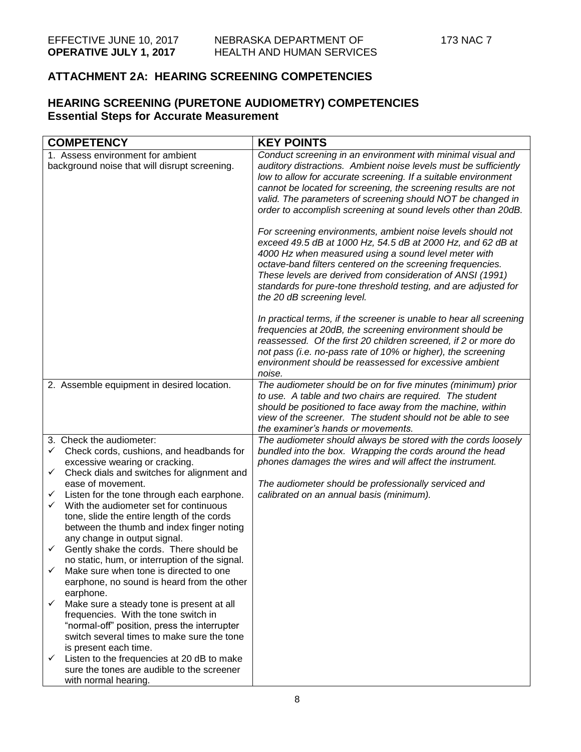## ATTACHMENT 2A: HEARING SCREENING COMPETENCIES

## HEARING SCREENING (PURETONE AUDIOMETRY) COMPETENCIES
### Essential Steps for Accurate Measurement

| COMPETENCY | KEY POINTS |
|---|---|
| 1. Assess environment for ambient background noise that will disrupt screening. | *Conduct screening in an environment with minimal visual and auditory distractions. Ambient noise levels must be sufficiently low to allow for accurate screening. If a suitable environment cannot be located for screening, the screening results are not valid. The parameters of screening should NOT be changed in order to accomplish screening at sound levels other than 20dB.*<br><br>*For screening environments, ambient noise levels should not exceed 49.5 dB at 1000 Hz, 54.5 dB at 2000 Hz, and 62 dB at 4000 Hz when measured using a sound level meter with octave-band filters centered on the screening frequencies. These levels are derived from consideration of ANSI (1991) standards for pure-tone threshold testing, and are adjusted for the 20 dB screening level.*<br><br>*In practical terms, if the screener is unable to hear all screening frequencies at 20dB, the screening environment should be reassessed. Of the first 20 children screened, if 2 or more do not pass (i.e. no-pass rate of 10% or higher), the screening environment should be reassessed for excessive ambient noise.* |
| 2. Assemble equipment in desired location. | *The audiometer should be on for five minutes (minimum) prior to use. A table and two chairs are required. The student should be positioned to face away from the machine, within view of the screener. The student should not be able to see the examiner's hands or movements.* |
| 3. Check the audiometer:<br>✓ Check cords, cushions, and headbands for excessive wearing or cracking.<br>✓ Check dials and switches for alignment and ease of movement.<br>✓ Listen for the tone through each earphone.<br>✓ With the audiometer set for continuous tone, slide the entire length of the cords between the thumb and index finger noting any change in output signal.<br>✓ Gently shake the cords. There should be no static, hum, or interruption of the signal.<br>✓ Make sure when tone is directed to one earphone, no sound is heard from the other earphone.<br>✓ Make sure a steady tone is present at all frequencies. With the tone switch in "normal-off" position, press the interrupter switch several times to make sure the tone is present each time.<br>✓ Listen to the frequencies at 20 dB to make sure the tones are audible to the screener with normal hearing. | *The audiometer should always be stored with the cords loosely bundled into the box. Wrapping the cords around the head phones damages the wires and will affect the instrument.*<br><br>*The audiometer should be professionally serviced and calibrated on an annual basis (minimum).* |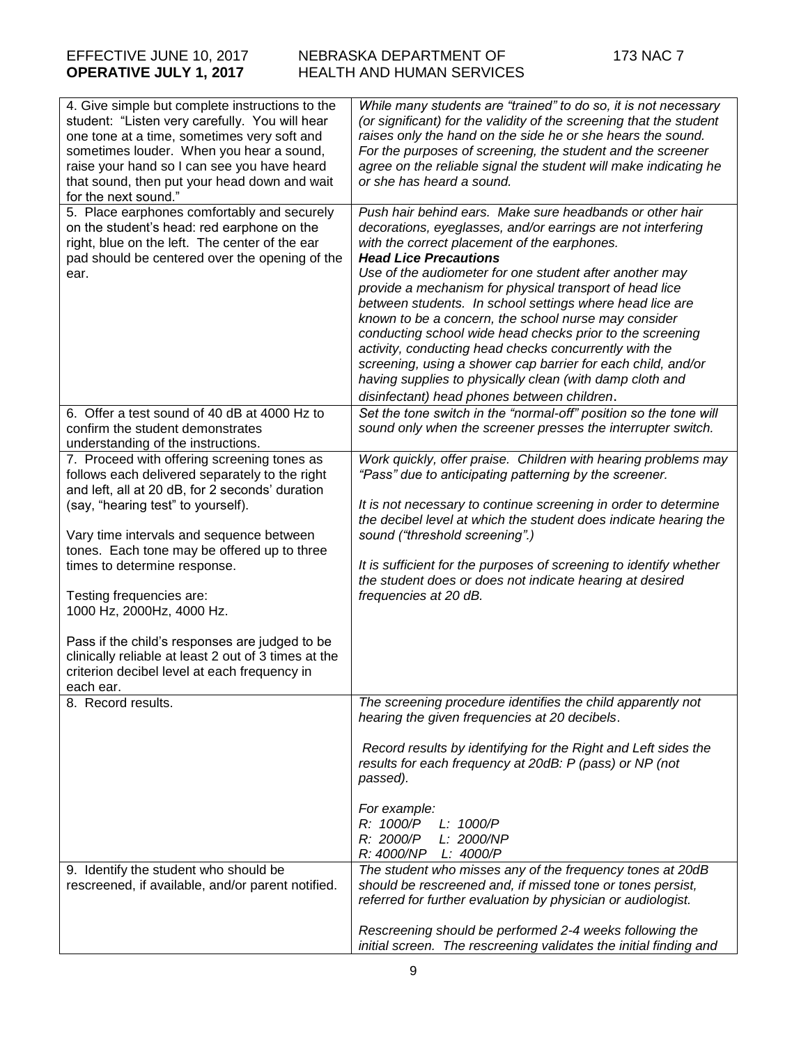| | |
|---|---|
| 4. Give simple but complete instructions to the student: "Listen very carefully. You will hear one tone at a time, sometimes very soft and sometimes louder. When you hear a sound, raise your hand so I can see you have heard that sound, then put your head down and wait for the next sound." | *While many students are "trained" to do so, it is not necessary (or significant) for the validity of the screening that the student raises only the hand on the side he or she hears the sound. For the purposes of screening, the student and the screener agree on the reliable signal the student will make indicating he or she has heard a sound.* |
| 5. Place earphones comfortably and securely on the student's head: red earphone on the right, blue on the left. The center of the ear pad should be centered over the opening of the ear. | *Push hair behind ears. Make sure headbands or other hair decorations, eyeglasses, and/or earrings are not interfering with the correct placement of the earphones.*<br>***Head Lice Precautions***<br>*Use of the audiometer for one student after another may provide a mechanism for physical transport of head lice between students. In school settings where head lice are known to be a concern, the school nurse may consider conducting school wide head checks prior to the screening activity, conducting head checks concurrently with the screening, using a shower cap barrier for each child, and/or having supplies to physically clean (with damp cloth and disinfectant) head phones between children.* |
| 6. Offer a test sound of 40 dB at 4000 Hz to confirm the student demonstrates understanding of the instructions. | *Set the tone switch in the "normal-off" position so the tone will sound only when the screener presses the interrupter switch.* |
| 7. Proceed with offering screening tones as follows each delivered separately to the right and left, all at 20 dB, for 2 seconds' duration (say, "hearing test" to yourself).<br><br>Vary time intervals and sequence between tones. Each tone may be offered up to three times to determine response.<br><br>Testing frequencies are:<br>1000 Hz, 2000Hz, 4000 Hz.<br><br>Pass if the child's responses are judged to be clinically reliable at least 2 out of 3 times at the criterion decibel level at each frequency in each ear. | *Work quickly, offer praise. Children with hearing problems may "Pass" due to anticipating patterning by the screener.*<br><br>*It is not necessary to continue screening in order to determine the decibel level at which the student does indicate hearing the sound ("threshold screening".)*<br><br>*It is sufficient for the purposes of screening to identify whether the student does or does not indicate hearing at desired frequencies at 20 dB.* |
| 8. Record results. | *The screening procedure identifies the child apparently not hearing the given frequencies at 20 decibels.*<br><br>*Record results by identifying for the Right and Left sides the results for each frequency at 20dB: P (pass) or NP (not passed).*<br><br>*For example:*<br>*R: 1000/P L: 1000/P*<br>*R: 2000/P L: 2000/NP*<br>*R: 4000/NP L: 4000/P* |
| 9. Identify the student who should be rescreened, if available, and/or parent notified. | *The student who misses any of the frequency tones at 20dB should be rescreened and, if missed tone or tones persist, referred for further evaluation by physician or audiologist.*<br><br>*Rescreening should be performed 2-4 weeks following the initial screen. The rescreening validates the initial finding and* |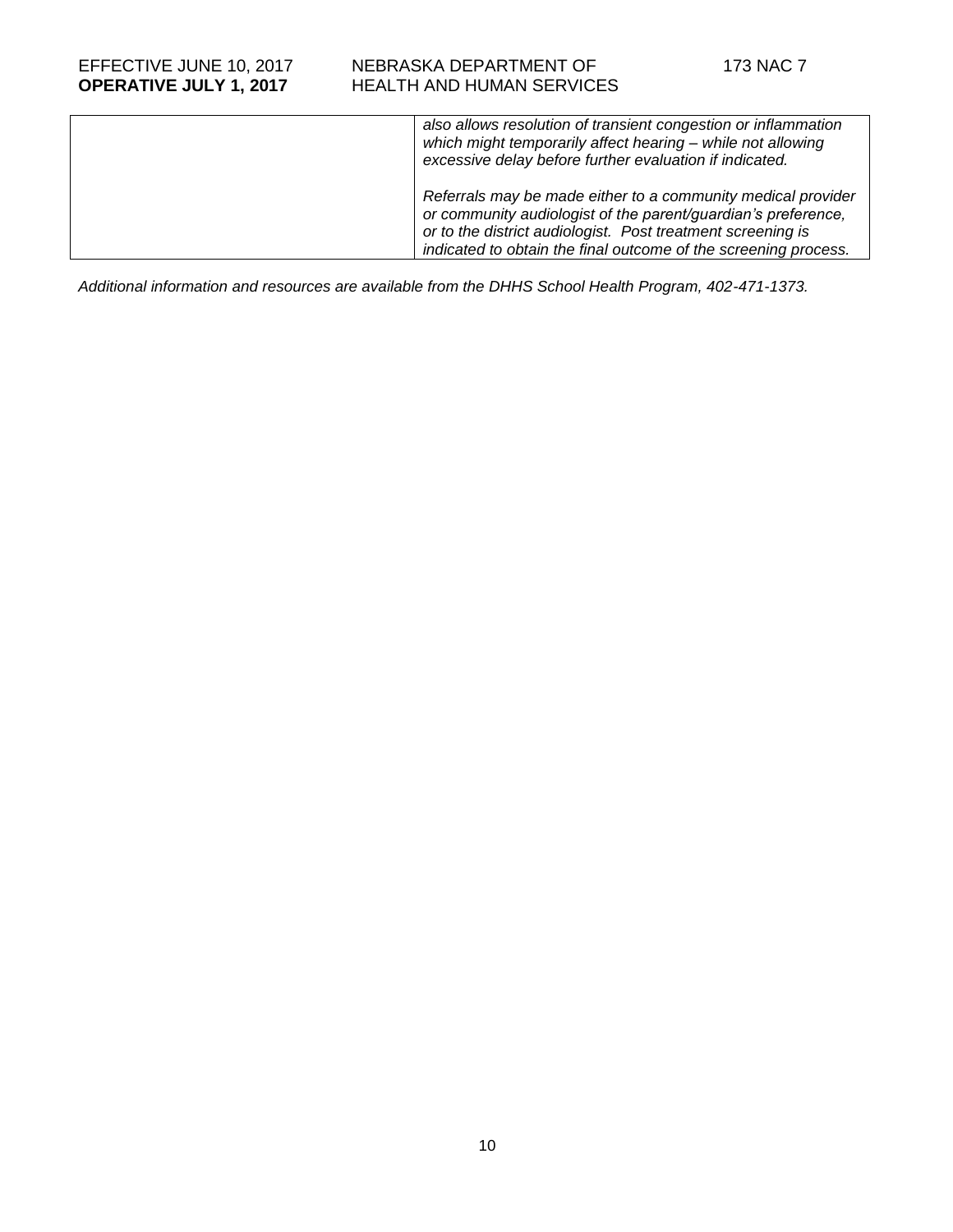| | |
|---|---|
| | *also allows resolution of transient congestion or inflammation which might temporarily affect hearing – while not allowing excessive delay before further evaluation if indicated.*<br><br>*Referrals may be made either to a community medical provider or community audiologist of the parent/guardian's preference, or to the district audiologist. Post treatment screening is indicated to obtain the final outcome of the screening process.* |

*Additional information and resources are available from the DHHS School Health Program, 402-471-1373.*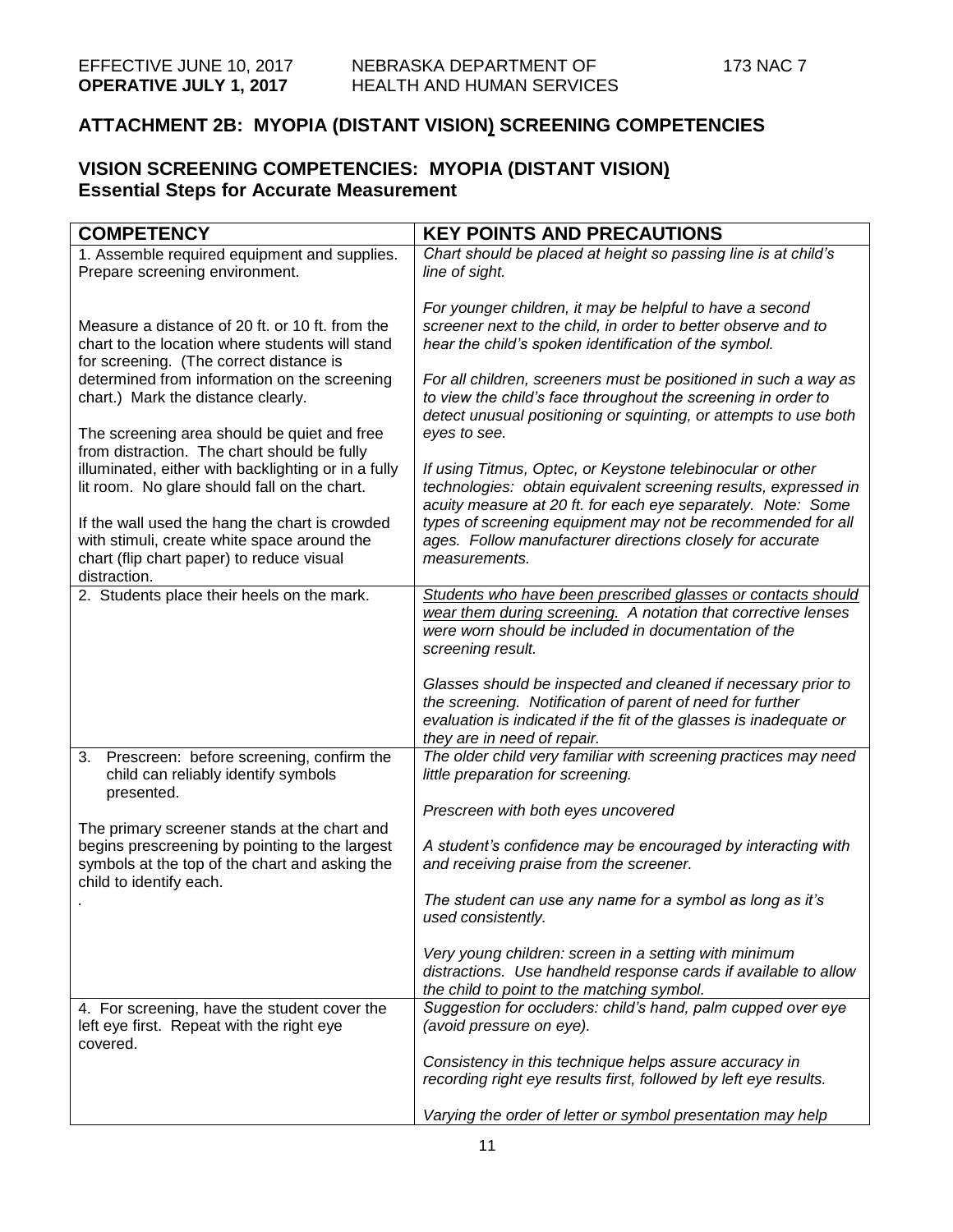## ATTACHMENT 2B: MYOPIA (DISTANT VISION) SCREENING COMPETENCIES

### VISION SCREENING COMPETENCIES: MYOPIA (DISTANT VISION)
### Essential Steps for Accurate Measurement

| COMPETENCY | KEY POINTS AND PRECAUTIONS |
|---|---|
| 1. Assemble required equipment and supplies. Prepare screening environment.<br><br>Measure a distance of 20 ft. or 10 ft. from the chart to the location where students will stand for screening. (The correct distance is determined from information on the screening chart.) Mark the distance clearly.<br><br>The screening area should be quiet and free from distraction. The chart should be fully illuminated, either with backlighting or in a fully lit room. No glare should fall on the chart.<br><br>If the wall used the hang the chart is crowded with stimuli, create white space around the chart (flip chart paper) to reduce visual distraction. | *Chart should be placed at height so passing line is at child's line of sight.*<br><br>*For younger children, it may be helpful to have a second screener next to the child, in order to better observe and to hear the child's spoken identification of the symbol.*<br><br>*For all children, screeners must be positioned in such a way as to view the child's face throughout the screening in order to detect unusual positioning or squinting, or attempts to use both eyes to see.*<br><br>*If using Titmus, Optec, or Keystone telebinocular or other technologies: obtain equivalent screening results, expressed in acuity measure at 20 ft. for each eye separately. Note: Some types of screening equipment may not be recommended for all ages. Follow manufacturer directions closely for accurate measurements.* |
| 2. Students place their heels on the mark. | *Students who have been prescribed glasses or contacts should wear them during screening. A notation that corrective lenses were worn should be included in documentation of the screening result.*<br><br>*Glasses should be inspected and cleaned if necessary prior to the screening. Notification of parent of need for further evaluation is indicated if the fit of the glasses is inadequate or they are in need of repair.* |
| 3. Prescreen: before screening, confirm the child can reliably identify symbols presented.<br><br>The primary screener stands at the chart and begins prescreening by pointing to the largest symbols at the top of the chart and asking the child to identify each.<br>. | *The older child very familiar with screening practices may need little preparation for screening.*<br><br>*Prescreen with both eyes uncovered*<br><br>*A student's confidence may be encouraged by interacting with and receiving praise from the screener.*<br><br>*The student can use any name for a symbol as long as it's used consistently.*<br><br>*Very young children: screen in a setting with minimum distractions. Use handheld response cards if available to allow the child to point to the matching symbol.* |
| 4. For screening, have the student cover the left eye first. Repeat with the right eye covered. | *Suggestion for occluders: child's hand, palm cupped over eye (avoid pressure on eye).*<br><br>*Consistency in this technique helps assure accuracy in recording right eye results first, followed by left eye results.*<br><br>*Varying the order of letter or symbol presentation may help* |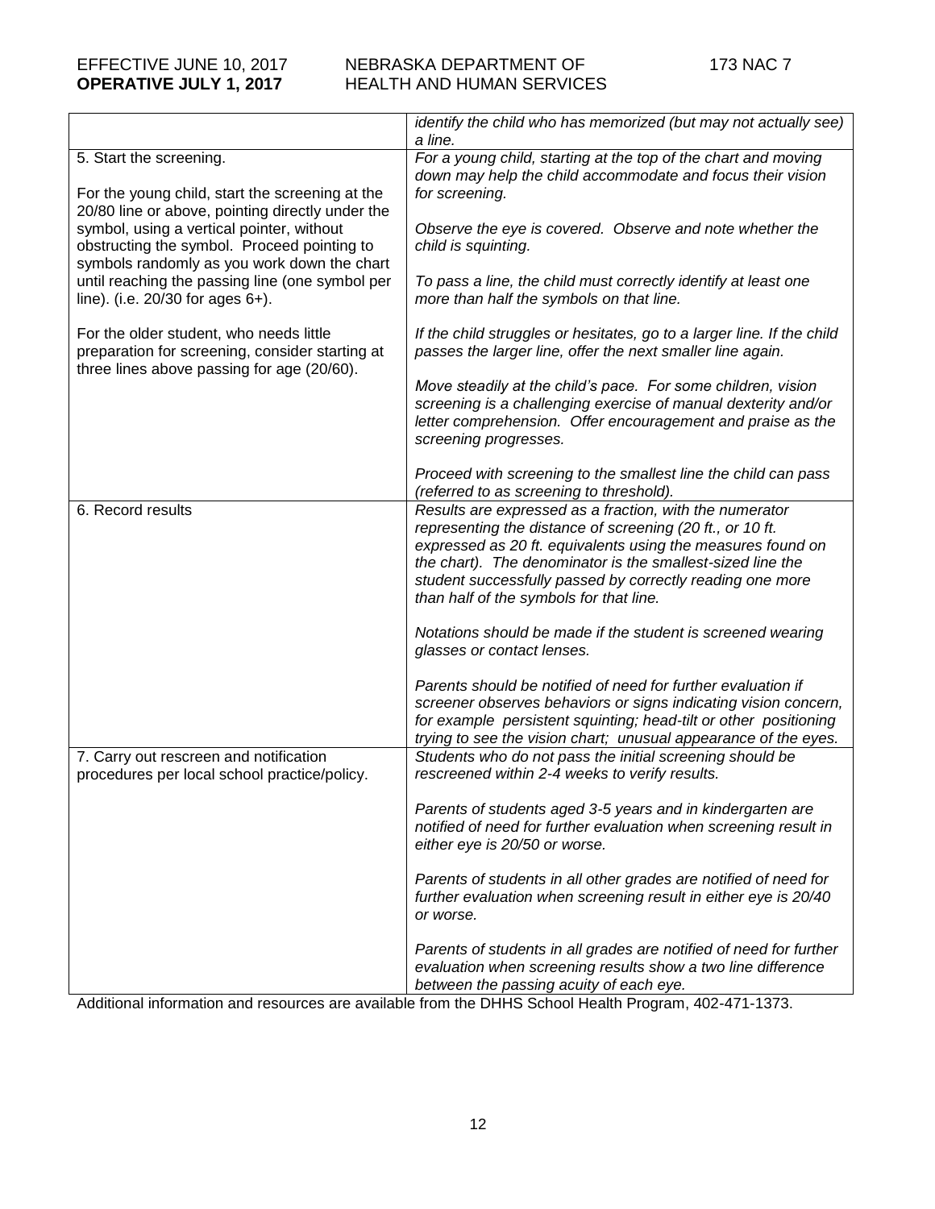| | |
|---|---|
| | *identify the child who has memorized (but may not actually see) a line.* |
| 5. Start the screening.<br><br>For the young child, start the screening at the 20/80 line or above, pointing directly under the symbol, using a vertical pointer, without obstructing the symbol. Proceed pointing to symbols randomly as you work down the chart until reaching the passing line (one symbol per line). (i.e. 20/30 for ages 6+).<br><br>For the older student, who needs little preparation for screening, consider starting at three lines above passing for age (20/60). | *For a young child, starting at the top of the chart and moving down may help the child accommodate and focus their vision for screening.*<br><br>*Observe the eye is covered. Observe and note whether the child is squinting.*<br><br>*To pass a line, the child must correctly identify at least one more than half the symbols on that line.*<br><br>*If the child struggles or hesitates, go to a larger line. If the child passes the larger line, offer the next smaller line again.*<br><br>*Move steadily at the child's pace. For some children, vision screening is a challenging exercise of manual dexterity and/or letter comprehension. Offer encouragement and praise as the screening progresses.*<br><br>*Proceed with screening to the smallest line the child can pass (referred to as screening to threshold).* |
| 6. Record results | *Results are expressed as a fraction, with the numerator representing the distance of screening (20 ft., or 10 ft. expressed as 20 ft. equivalents using the measures found on the chart). The denominator is the smallest-sized line the student successfully passed by correctly reading one more than half of the symbols for that line.*<br><br>*Notations should be made if the student is screened wearing glasses or contact lenses.*<br><br>*Parents should be notified of need for further evaluation if screener observes behaviors or signs indicating vision concern, for example persistent squinting; head-tilt or other positioning trying to see the vision chart; unusual appearance of the eyes.* |
| 7. Carry out rescreen and notification procedures per local school practice/policy. | *Students who do not pass the initial screening should be rescreened within 2-4 weeks to verify results.*<br><br>*Parents of students aged 3-5 years and in kindergarten are notified of need for further evaluation when screening result in either eye is 20/50 or worse.*<br><br>*Parents of students in all other grades are notified of need for further evaluation when screening result in either eye is 20/40 or worse.*<br><br>*Parents of students in all grades are notified of need for further evaluation when screening results show a two line difference between the passing acuity of each eye.* |

Additional information and resources are available from the DHHS School Health Program, 402-471-1373.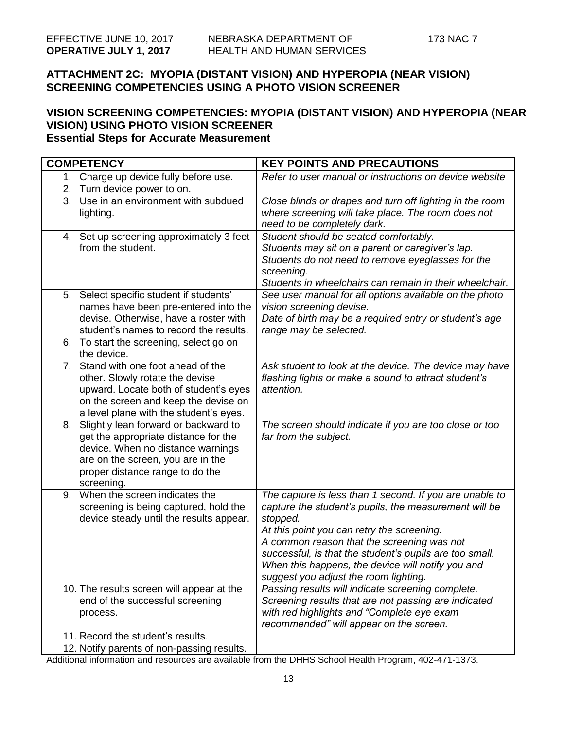## ATTACHMENT 2C: MYOPIA (DISTANT VISION) AND HYPEROPIA (NEAR VISION) SCREENING COMPETENCIES USING A PHOTO VISION SCREENER

### VISION SCREENING COMPETENCIES: MYOPIA (DISTANT VISION) AND HYPEROPIA (NEAR VISION) USING PHOTO VISION SCREENER
**Essential Steps for Accurate Measurement**

| COMPETENCY | KEY POINTS AND PRECAUTIONS |
|---|---|
| 1. Charge up device fully before use. | *Refer to user manual or instructions on device website* |
| 2. Turn device power to on. | |
| 3. Use in an environment with subdued lighting. | *Close blinds or drapes and turn off lighting in the room where screening will take place. The room does not need to be completely dark.* |
| 4. Set up screening approximately 3 feet from the student. | *Student should be seated comfortably.*<br>*Students may sit on a parent or caregiver's lap.*<br>*Students do not need to remove eyeglasses for the screening.*<br>*Students in wheelchairs can remain in their wheelchair.* |
| 5. Select specific student if students' names have been pre-entered into the devise. Otherwise, have a roster with student's names to record the results. | *See user manual for all options available on the photo vision screening devise.*<br>*Date of birth may be a required entry or student's age range may be selected.* |
| 6. To start the screening, select go on the device. | |
| 7. Stand with one foot ahead of the other. Slowly rotate the devise upward. Locate both of student's eyes on the screen and keep the devise on a level plane with the student's eyes. | *Ask student to look at the device. The device may have flashing lights or make a sound to attract student's attention.* |
| 8. Slightly lean forward or backward to get the appropriate distance for the device. When no distance warnings are on the screen, you are in the proper distance range to do the screening. | *The screen should indicate if you are too close or too far from the subject.* |
| 9. When the screen indicates the screening is being captured, hold the device steady until the results appear. | *The capture is less than 1 second. If you are unable to capture the student's pupils, the measurement will be stopped.*<br>*At this point you can retry the screening.*<br>*A common reason that the screening was not successful, is that the student's pupils are too small. When this happens, the device will notify you and suggest you adjust the room lighting.* |
| 10. The results screen will appear at the end of the successful screening process. | *Passing results will indicate screening complete. Screening results that are not passing are indicated with red highlights and "Complete eye exam recommended" will appear on the screen.* |
| 11. Record the student's results. | |
| 12. Notify parents of non-passing results. | |

Additional information and resources are available from the DHHS School Health Program, 402-471-1373.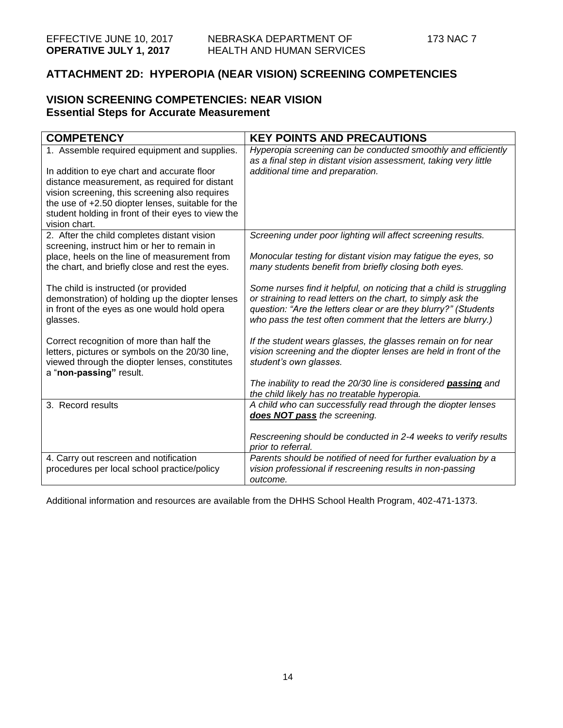## ATTACHMENT 2D: HYPEROPIA (NEAR VISION) SCREENING COMPETENCIES

### VISION SCREENING COMPETENCIES: NEAR VISION
### Essential Steps for Accurate Measurement

| COMPETENCY | KEY POINTS AND PRECAUTIONS |
|---|---|
| 1. Assemble required equipment and supplies.<br><br>In addition to eye chart and accurate floor distance measurement, as required for distant vision screening, this screening also requires the use of +2.50 diopter lenses, suitable for the student holding in front of their eyes to view the vision chart. | *Hyperopia screening can be conducted smoothly and efficiently as a final step in distant vision assessment, taking very little additional time and preparation.* |
| 2. After the child completes distant vision screening, instruct him or her to remain in place, heels on the line of measurement from the chart, and briefly close and rest the eyes.<br><br>The child is instructed (or provided demonstration) of holding up the diopter lenses in front of the eyes as one would hold opera glasses.<br><br>Correct recognition of more than half the letters, pictures or symbols on the 20/30 line, viewed through the diopter lenses, constitutes a "**non-passing"** result. | *Screening under poor lighting will affect screening results.*<br><br>*Monocular testing for distant vision may fatigue the eyes, so many students benefit from briefly closing both eyes.*<br><br>*Some nurses find it helpful, on noticing that a child is struggling or straining to read letters on the chart, to simply ask the question: "Are the letters clear or are they blurry?" (Students who pass the test often comment that the letters are blurry.)*<br><br>*If the student wears glasses, the glasses remain on for near vision screening and the diopter lenses are held in front of the student's own glasses.*<br><br>*The inability to read the 20/30 line is considered* ***passing*** *and the child likely has no treatable hyperopia.* |
| 3. Record results | *A child who can successfully read through the diopter lenses* ***does NOT pass*** *the screening.*<br><br>*Rescreening should be conducted in 2-4 weeks to verify results prior to referral.* |
| 4. Carry out rescreen and notification procedures per local school practice/policy | *Parents should be notified of need for further evaluation by a vision professional if rescreening results in non-passing outcome.* |

Additional information and resources are available from the DHHS School Health Program, 402-471-1373.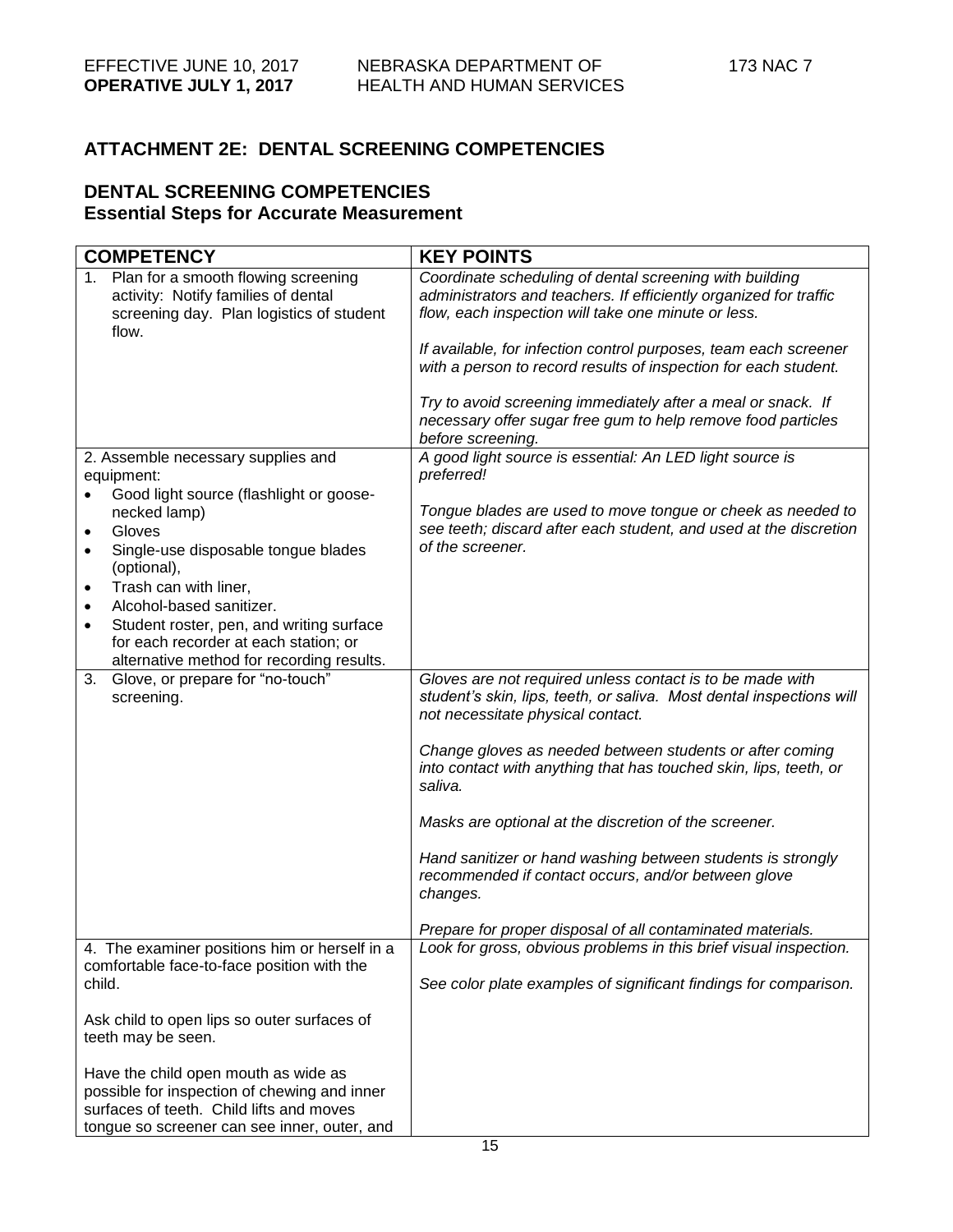## ATTACHMENT 2E: DENTAL SCREENING COMPETENCIES

### DENTAL SCREENING COMPETENCIES
### Essential Steps for Accurate Measurement

| COMPETENCY | KEY POINTS |
|---|---|
| 1. Plan for a smooth flowing screening activity: Notify families of dental screening day. Plan logistics of student flow. | *Coordinate scheduling of dental screening with building administrators and teachers. If efficiently organized for traffic flow, each inspection will take one minute or less.*<br><br>*If available, for infection control purposes, team each screener with a person to record results of inspection for each student.*<br><br>*Try to avoid screening immediately after a meal or snack. If necessary offer sugar free gum to help remove food particles before screening.* |
| 2. Assemble necessary supplies and equipment:<br>• Good light source (flashlight or goose-necked lamp)<br>• Gloves<br>• Single-use disposable tongue blades (optional),<br>• Trash can with liner,<br>• Alcohol-based sanitizer.<br>• Student roster, pen, and writing surface for each recorder at each station; or alternative method for recording results. | *A good light source is essential: An LED light source is preferred!*<br><br>*Tongue blades are used to move tongue or cheek as needed to see teeth; discard after each student, and used at the discretion of the screener.* |
| 3. Glove, or prepare for "no-touch" screening. | *Gloves are not required unless contact is to be made with student's skin, lips, teeth, or saliva. Most dental inspections will not necessitate physical contact.*<br><br>*Change gloves as needed between students or after coming into contact with anything that has touched skin, lips, teeth, or saliva.*<br><br>*Masks are optional at the discretion of the screener.*<br><br>*Hand sanitizer or hand washing between students is strongly recommended if contact occurs, and/or between glove changes.*<br><br>*Prepare for proper disposal of all contaminated materials.* |
| 4. The examiner positions him or herself in a comfortable face-to-face position with the child.<br><br>Ask child to open lips so outer surfaces of teeth may be seen.<br><br>Have the child open mouth as wide as possible for inspection of chewing and inner surfaces of teeth. Child lifts and moves tongue so screener can see inner, outer, and | *Look for gross, obvious problems in this brief visual inspection.*<br><br>*See color plate examples of significant findings for comparison.* |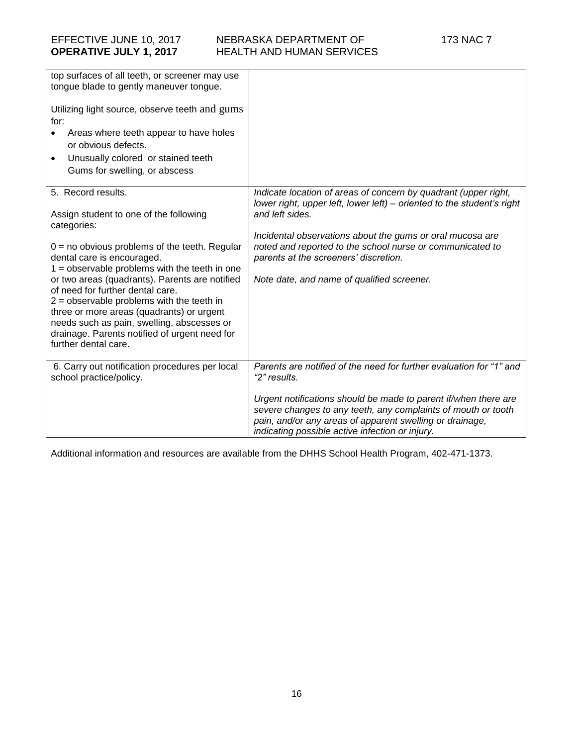| | |
|---|---|
| top surfaces of all teeth, or screener may use tongue blade to gently maneuver tongue.<br><br>Utilizing light source, observe teeth and gums for:<br>• Areas where teeth appear to have holes or obvious defects.<br>• Unusually colored or stained teeth<br>Gums for swelling, or abscess | |
| 5. Record results.<br><br>Assign student to one of the following categories:<br><br>0 = no obvious problems of the teeth. Regular dental care is encouraged.<br>1 = observable problems with the teeth in one or two areas (quadrants). Parents are notified of need for further dental care.<br>2 = observable problems with the teeth in three or more areas (quadrants) or urgent needs such as pain, swelling, abscesses or drainage. Parents notified of urgent need for further dental care. | *Indicate location of areas of concern by quadrant (upper right, lower right, upper left, lower left) – oriented to the student's right and left sides.*<br><br>*Incidental observations about the gums or oral mucosa are noted and reported to the school nurse or communicated to parents at the screeners' discretion.*<br><br>*Note date, and name of qualified screener.* |
| 6. Carry out notification procedures per local school practice/policy. | *Parents are notified of the need for further evaluation for "1" and "2" results.*<br><br>*Urgent notifications should be made to parent if/when there are severe changes to any teeth, any complaints of mouth or tooth pain, and/or any areas of apparent swelling or drainage, indicating possible active infection or injury.* |

Additional information and resources are available from the DHHS School Health Program, 402-471-1373.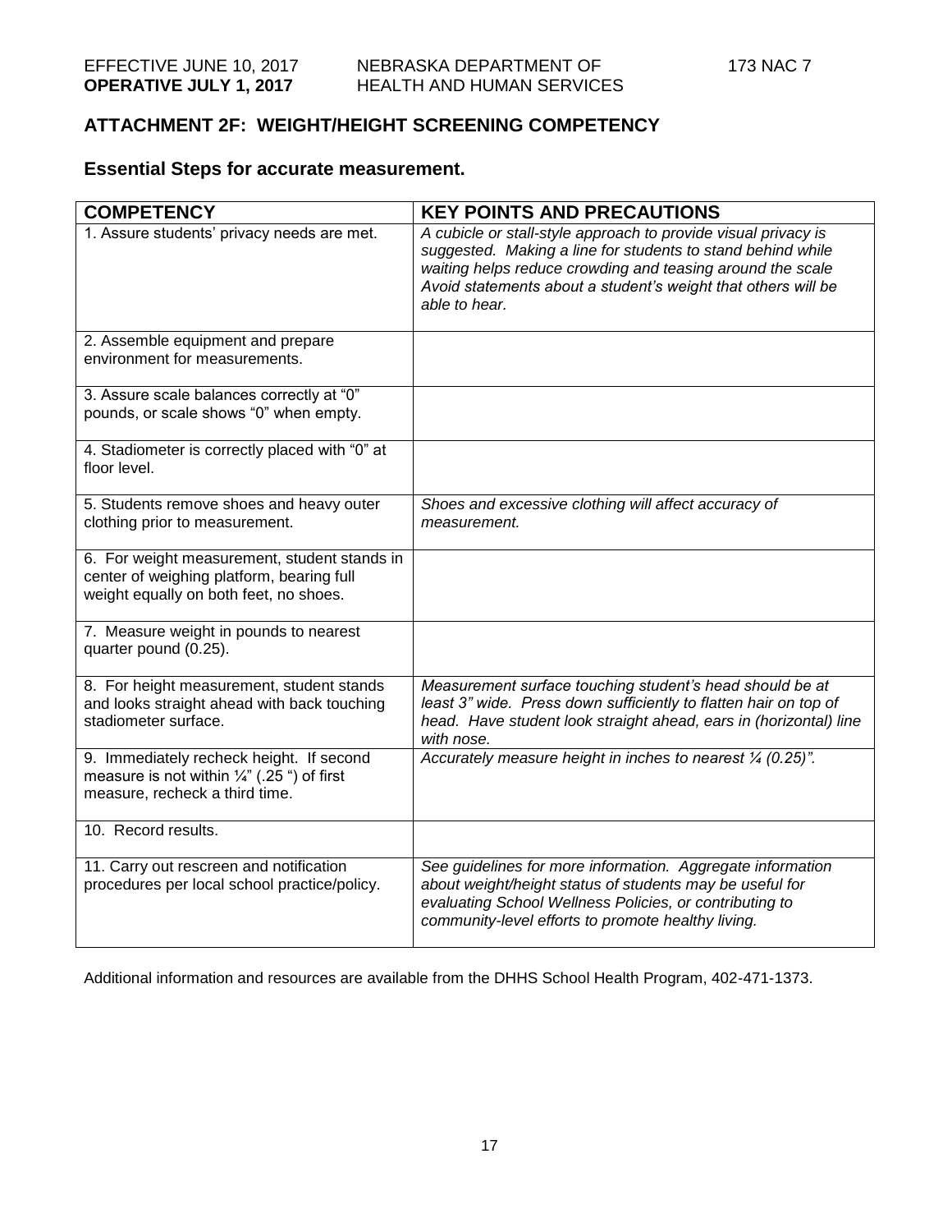## ATTACHMENT 2F: WEIGHT/HEIGHT SCREENING COMPETENCY

### Essential Steps for accurate measurement.

| COMPETENCY | KEY POINTS AND PRECAUTIONS |
|---|---|
| 1. Assure students' privacy needs are met. | *A cubicle or stall-style approach to provide visual privacy is suggested. Making a line for students to stand behind while waiting helps reduce crowding and teasing around the scale Avoid statements about a student's weight that others will be able to hear.* |
| 2. Assemble equipment and prepare environment for measurements. | |
| 3. Assure scale balances correctly at "0" pounds, or scale shows "0" when empty. | |
| 4. Stadiometer is correctly placed with "0" at floor level. | |
| 5. Students remove shoes and heavy outer clothing prior to measurement. | *Shoes and excessive clothing will affect accuracy of measurement.* |
| 6. For weight measurement, student stands in center of weighing platform, bearing full weight equally on both feet, no shoes. | |
| 7. Measure weight in pounds to nearest quarter pound (0.25). | |
| 8. For height measurement, student stands and looks straight ahead with back touching stadiometer surface. | *Measurement surface touching student's head should be at least 3" wide. Press down sufficiently to flatten hair on top of head. Have student look straight ahead, ears in (horizontal) line with nose.* |
| 9. Immediately recheck height. If second measure is not within ¼" (.25 ") of first measure, recheck a third time. | *Accurately measure height in inches to nearest ¼ (0.25)".* |
| 10. Record results. | |
| 11. Carry out rescreen and notification procedures per local school practice/policy. | *See guidelines for more information. Aggregate information about weight/height status of students may be useful for evaluating School Wellness Policies, or contributing to community-level efforts to promote healthy living.* |

Additional information and resources are available from the DHHS School Health Program, 402-471-1373.